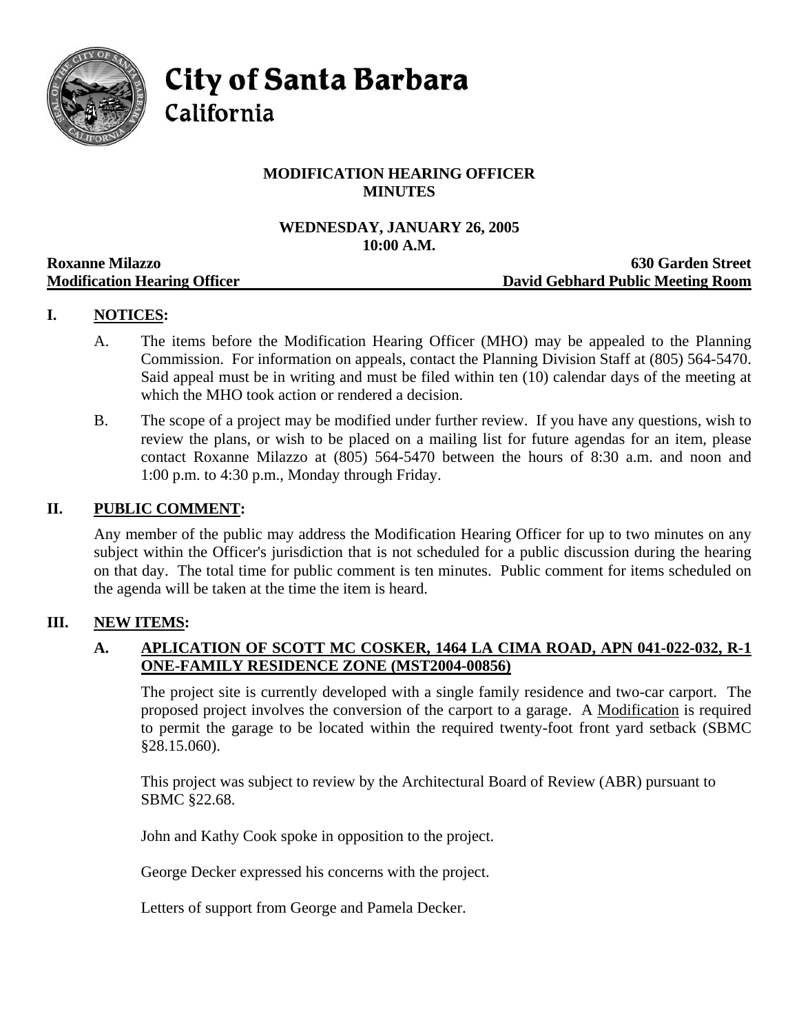# City of Santa Barbara
## California

**MODIFICATION HEARING OFFICER**
**MINUTES**

**WEDNESDAY, JANUARY 26, 2005**
**10:00 A.M.**

**Roxanne Milazzo** | **630 Garden Street**
**Modification Hearing Officer** | **David Gebhard Public Meeting Room**

## I. NOTICES:

A. The items before the Modification Hearing Officer (MHO) may be appealed to the Planning Commission. For information on appeals, contact the Planning Division Staff at (805) 564-5470. Said appeal must be in writing and must be filed within ten (10) calendar days of the meeting at which the MHO took action or rendered a decision.

B. The scope of a project may be modified under further review. If you have any questions, wish to review the plans, or wish to be placed on a mailing list for future agendas for an item, please contact Roxanne Milazzo at (805) 564-5470 between the hours of 8:30 a.m. and noon and 1:00 p.m. to 4:30 p.m., Monday through Friday.

## II. PUBLIC COMMENT:

Any member of the public may address the Modification Hearing Officer for up to two minutes on any subject within the Officer's jurisdiction that is not scheduled for a public discussion during the hearing on that day. The total time for public comment is ten minutes. Public comment for items scheduled on the agenda will be taken at the time the item is heard.

## III. NEW ITEMS:

### A. APLICATION OF SCOTT MC COSKER, 1464 LA CIMA ROAD, APN 041-022-032, R-1 ONE-FAMILY RESIDENCE ZONE (MST2004-00856)

The project site is currently developed with a single family residence and two-car carport. The proposed project involves the conversion of the carport to a garage. A Modification is required to permit the garage to be located within the required twenty-foot front yard setback (SBMC §28.15.060).

This project was subject to review by the Architectural Board of Review (ABR) pursuant to SBMC §22.68.

John and Kathy Cook spoke in opposition to the project.

George Decker expressed his concerns with the project.

Letters of support from George and Pamela Decker.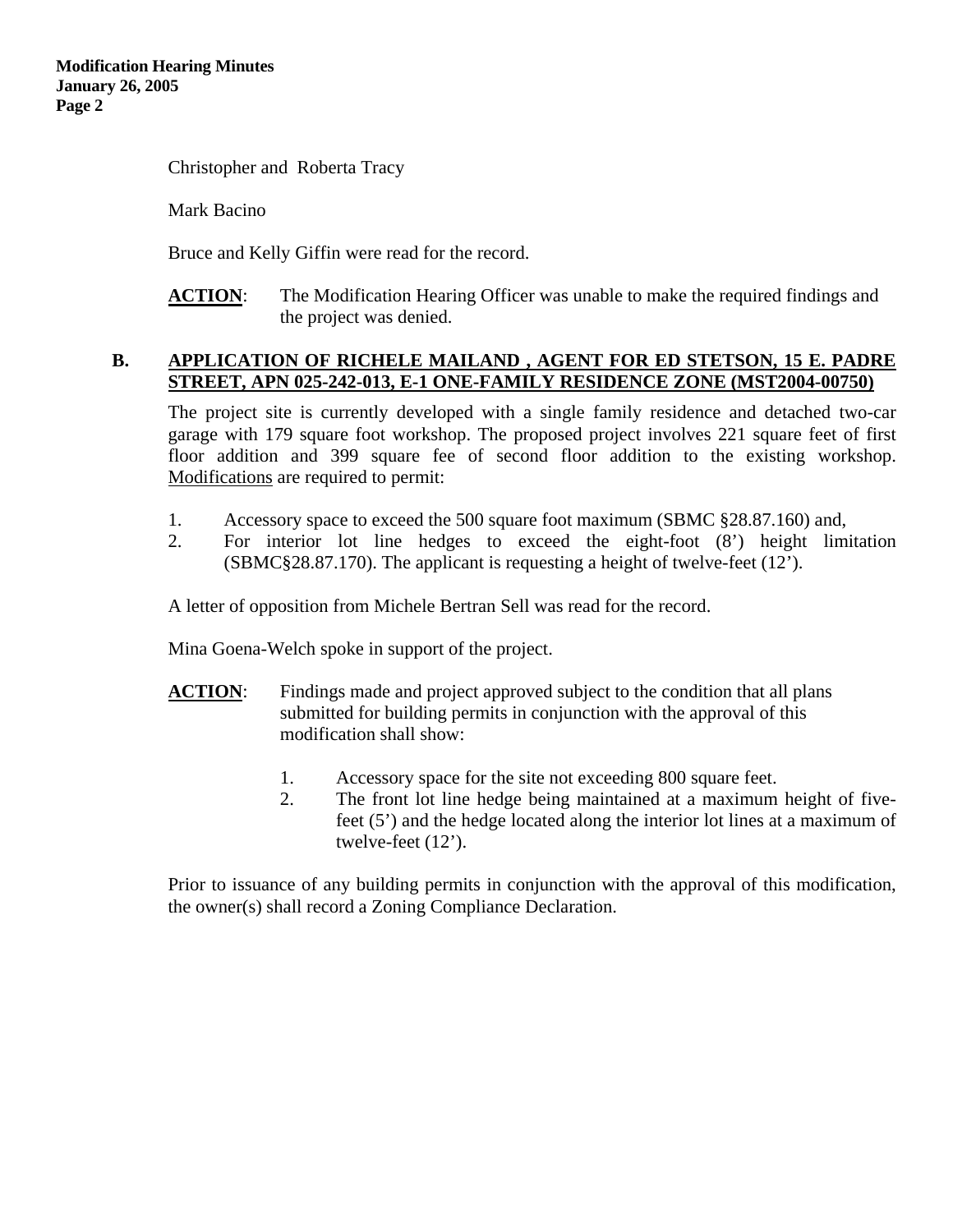Christopher and Roberta Tracy

Mark Bacino

Bruce and Kelly Giffin were read for the record.

**ACTION**: The Modification Hearing Officer was unable to make the required findings and the project was denied.

## B. APPLICATION OF RICHELE MAILAND , AGENT FOR ED STETSON, 15 E. PADRE STREET, APN 025-242-013, E-1 ONE-FAMILY RESIDENCE ZONE (MST2004-00750)

The project site is currently developed with a single family residence and detached two-car garage with 179 square foot workshop. The proposed project involves 221 square feet of first floor addition and 399 square fee of second floor addition to the existing workshop. Modifications are required to permit:

1. Accessory space to exceed the 500 square foot maximum (SBMC §28.87.160) and,
2. For interior lot line hedges to exceed the eight-foot (8') height limitation (SBMC§28.87.170). The applicant is requesting a height of twelve-feet (12').

A letter of opposition from Michele Bertran Sell was read for the record.

Mina Goena-Welch spoke in support of the project.

**ACTION**: Findings made and project approved subject to the condition that all plans submitted for building permits in conjunction with the approval of this modification shall show:

1. Accessory space for the site not exceeding 800 square feet.
2. The front lot line hedge being maintained at a maximum height of five-feet (5') and the hedge located along the interior lot lines at a maximum of twelve-feet (12').

Prior to issuance of any building permits in conjunction with the approval of this modification, the owner(s) shall record a Zoning Compliance Declaration.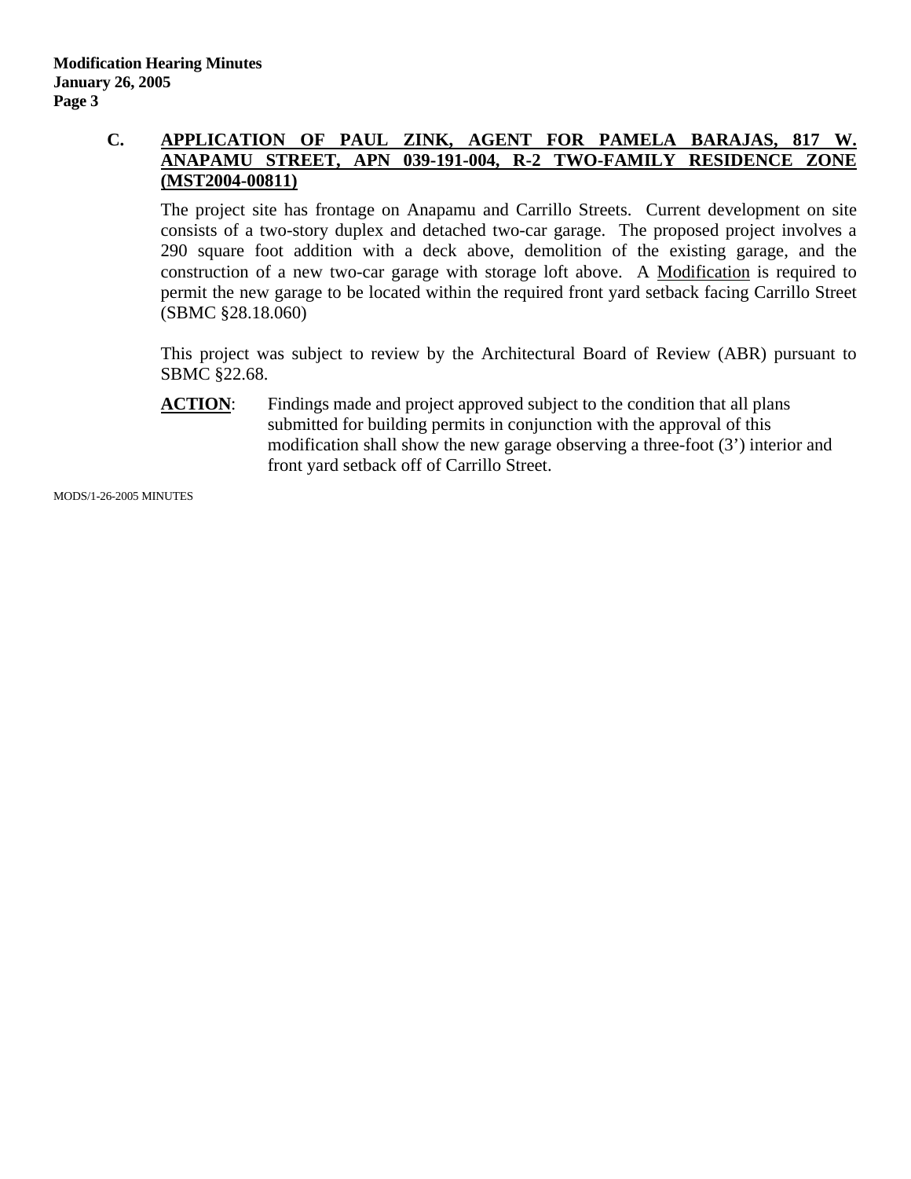**C. <u>APPLICATION OF PAUL ZINK, AGENT FOR PAMELA BARAJAS, 817 W. ANAPAMU STREET, APN 039-191-004, R-2 TWO-FAMILY RESIDENCE ZONE (MST2004-00811)</u>**

The project site has frontage on Anapamu and Carrillo Streets. Current development on site consists of a two-story duplex and detached two-car garage. The proposed project involves a 290 square foot addition with a deck above, demolition of the existing garage, and the construction of a new two-car garage with storage loft above. A <u>Modification</u> is required to permit the new garage to be located within the required front yard setback facing Carrillo Street (SBMC §28.18.060)

This project was subject to review by the Architectural Board of Review (ABR) pursuant to SBMC §22.68.

**<u>ACTION</u>**: Findings made and project approved subject to the condition that all plans submitted for building permits in conjunction with the approval of this modification shall show the new garage observing a three-foot (3') interior and front yard setback off of Carrillo Street.